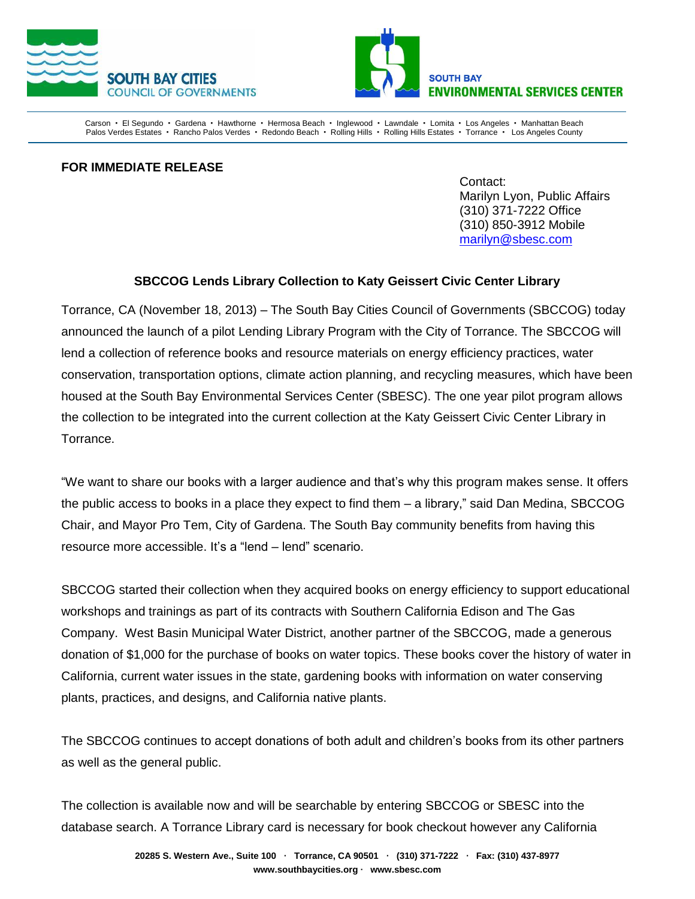SOUTH BAY CITIES
COUNCIL OF GOVERNMENTS

SOUTH BAY
ENVIRONMENTAL SERVICES CENTER

Carson • El Segundo • Gardena • Hawthorne • Hermosa Beach • Inglewood • Lawndale • Lomita • Los Angeles • Manhattan Beach
Palos Verdes Estates • Rancho Palos Verdes • Redondo Beach • Rolling Hills • Rolling Hills Estates • Torrance • Los Angeles County

**FOR IMMEDIATE RELEASE**

Contact:
Marilyn Lyon, Public Affairs
(310) 371-7222 Office
(310) 850-3912 Mobile
marilyn@sbesc.com

**SBCCOG Lends Library Collection to Katy Geissert Civic Center Library**

Torrance, CA (November 18, 2013) – The South Bay Cities Council of Governments (SBCCOG) today announced the launch of a pilot Lending Library Program with the City of Torrance. The SBCCOG will lend a collection of reference books and resource materials on energy efficiency practices, water conservation, transportation options, climate action planning, and recycling measures, which have been housed at the South Bay Environmental Services Center (SBESC). The one year pilot program allows the collection to be integrated into the current collection at the Katy Geissert Civic Center Library in Torrance.

"We want to share our books with a larger audience and that's why this program makes sense. It offers the public access to books in a place they expect to find them – a library," said Dan Medina, SBCCOG Chair, and Mayor Pro Tem, City of Gardena. The South Bay community benefits from having this resource more accessible. It's a "lend – lend" scenario.

SBCCOG started their collection when they acquired books on energy efficiency to support educational workshops and trainings as part of its contracts with Southern California Edison and The Gas Company. West Basin Municipal Water District, another partner of the SBCCOG, made a generous donation of $1,000 for the purchase of books on water topics. These books cover the history of water in California, current water issues in the state, gardening books with information on water conserving plants, practices, and designs, and California native plants.

The SBCCOG continues to accept donations of both adult and children's books from its other partners as well as the general public.

The collection is available now and will be searchable by entering SBCCOG or SBESC into the database search. A Torrance Library card is necessary for book checkout however any California

**20285 S. Western Ave., Suite 100 · Torrance, CA 90501 · (310) 371-7222 · Fax: (310) 437-8977**
**www.southbaycities.org · www.sbesc.com**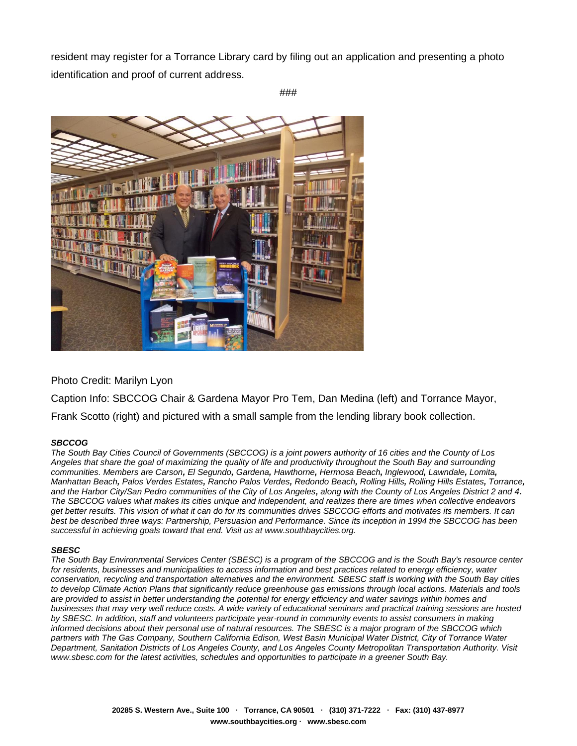resident may register for a Torrance Library card by filing out an application and presenting a photo identification and proof of current address.

###

Photo Credit: Marilyn Lyon

Caption Info: SBCCOG Chair & Gardena Mayor Pro Tem, Dan Medina (left) and Torrance Mayor, Frank Scotto (right) and pictured with a small sample from the lending library book collection.

***SBCCOG***

*The South Bay Cities Council of Governments (SBCCOG) is a joint powers authority of 16 cities and the County of Los Angeles that share the goal of maximizing the quality of life and productivity throughout the South Bay and surrounding communities. Members are Carson, El Segundo, Gardena, Hawthorne, Hermosa Beach, Inglewood, Lawndale, Lomita, Manhattan Beach, Palos Verdes Estates, Rancho Palos Verdes, Redondo Beach, Rolling Hills, Rolling Hills Estates, Torrance, and the Harbor City/San Pedro communities of the City of Los Angeles, along with the County of Los Angeles District 2 and 4. The SBCCOG values what makes its cities unique and independent, and realizes there are times when collective endeavors get better results. This vision of what it can do for its communities drives SBCCOG efforts and motivates its members. It can best be described three ways: Partnership, Persuasion and Performance. Since its inception in 1994 the SBCCOG has been successful in achieving goals toward that end. Visit us at www.southbaycities.org.*

***SBESC***

*The South Bay Environmental Services Center (SBESC) is a program of the SBCCOG and is the South Bay's resource center for residents, businesses and municipalities to access information and best practices related to energy efficiency, water conservation, recycling and transportation alternatives and the environment. SBESC staff is working with the South Bay cities to develop Climate Action Plans that significantly reduce greenhouse gas emissions through local actions. Materials and tools are provided to assist in better understanding the potential for energy efficiency and water savings within homes and businesses that may very well reduce costs. A wide variety of educational seminars and practical training sessions are hosted by SBESC. In addition, staff and volunteers participate year-round in community events to assist consumers in making informed decisions about their personal use of natural resources. The SBESC is a major program of the SBCCOG which partners with The Gas Company, Southern California Edison, West Basin Municipal Water District, City of Torrance Water Department, Sanitation Districts of Los Angeles County, and Los Angeles County Metropolitan Transportation Authority. Visit www.sbesc.com for the latest activities, schedules and opportunities to participate in a greener South Bay.*

**20285 S. Western Ave., Suite 100 · Torrance, CA 90501 · (310) 371-7222 · Fax: (310) 437-8977**
**www.southbaycities.org · www.sbesc.com**